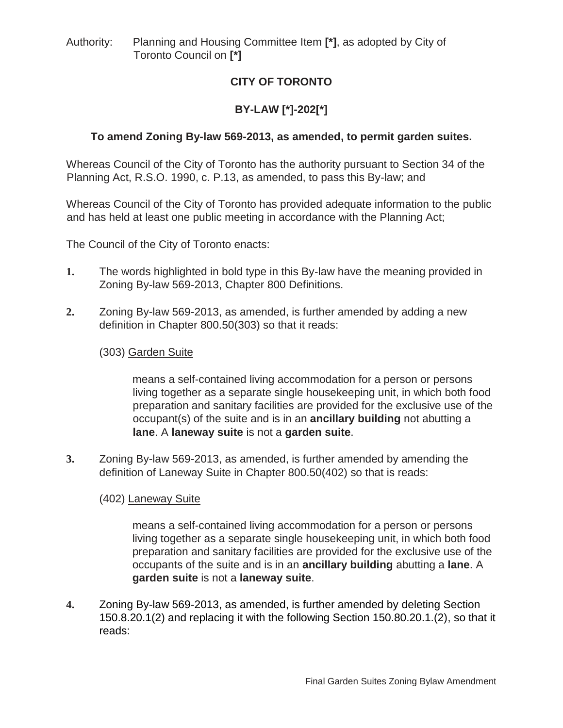Authority: Planning and Housing Committee Item **[*]**, as adopted by City of Toronto Council on **[*]**

# CITY OF TORONTO

## BY-LAW [*]-202[*]

### To amend Zoning By-law 569-2013, as amended, to permit garden suites.

Whereas Council of the City of Toronto has the authority pursuant to Section 34 of the Planning Act, R.S.O. 1990, c. P.13, as amended, to pass this By-law; and

Whereas Council of the City of Toronto has provided adequate information to the public and has held at least one public meeting in accordance with the Planning Act;

The Council of the City of Toronto enacts:

1. The words highlighted in bold type in this By-law have the meaning provided in Zoning By-law 569-2013, Chapter 800 Definitions.

2. Zoning By-law 569-2013, as amended, is further amended by adding a new definition in Chapter 800.50(303) so that it reads:

   (303) <u>Garden Suite</u>

   > means a self-contained living accommodation for a person or persons living together as a separate single housekeeping unit, in which both food preparation and sanitary facilities are provided for the exclusive use of the occupant(s) of the suite and is in an **ancillary building** not abutting a **lane**. A **laneway suite** is not a **garden suite**.

3. Zoning By-law 569-2013, as amended, is further amended by amending the definition of Laneway Suite in Chapter 800.50(402) so that is reads:

   (402) <u>Laneway Suite</u>

   > means a self-contained living accommodation for a person or persons living together as a separate single housekeeping unit, in which both food preparation and sanitary facilities are provided for the exclusive use of the occupants of the suite and is in an **ancillary building** abutting a **lane**. A **garden suite** is not a **laneway suite**.

4. Zoning By-law 569-2013, as amended, is further amended by deleting Section 150.8.20.1(2) and replacing it with the following Section 150.80.20.1.(2), so that it reads: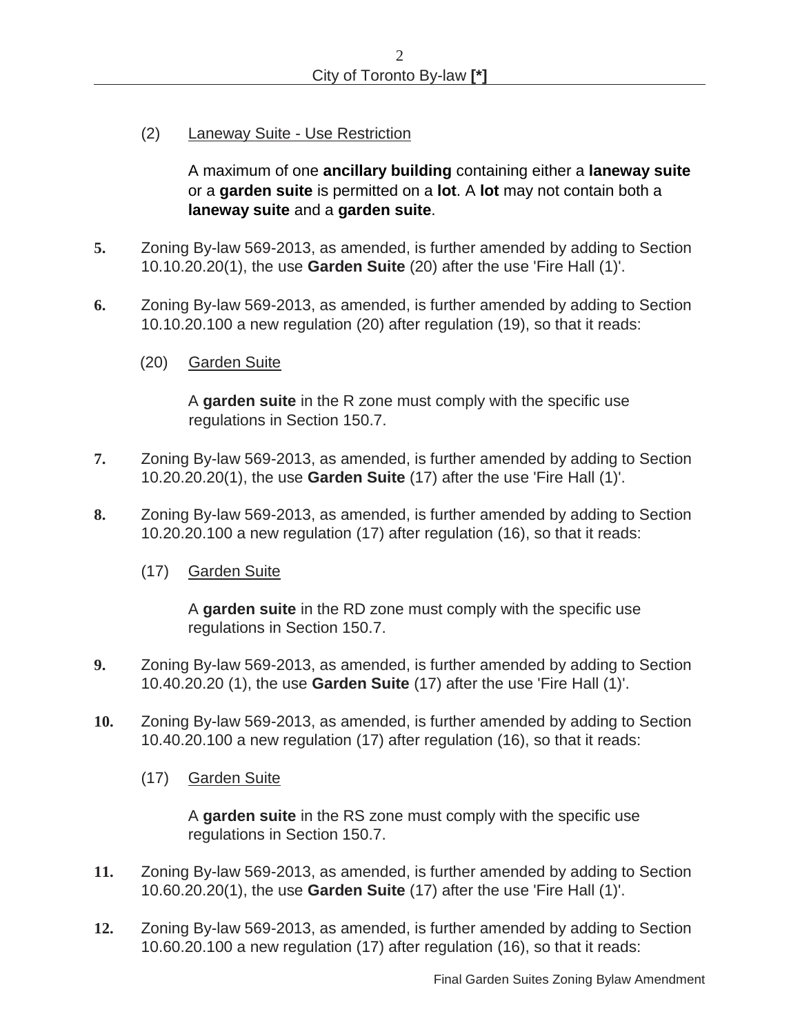(2) Laneway Suite - Use Restriction

A maximum of one **ancillary building** containing either a **laneway suite** or a **garden suite** is permitted on a **lot**. A **lot** may not contain both a **laneway suite** and a **garden suite**.

**5.** Zoning By-law 569-2013, as amended, is further amended by adding to Section 10.10.20.20(1), the use **Garden Suite** (20) after the use 'Fire Hall (1)'.

**6.** Zoning By-law 569-2013, as amended, is further amended by adding to Section 10.10.20.100 a new regulation (20) after regulation (19), so that it reads:

(20) Garden Suite

A **garden suite** in the R zone must comply with the specific use regulations in Section 150.7.

**7.** Zoning By-law 569-2013, as amended, is further amended by adding to Section 10.20.20.20(1), the use **Garden Suite** (17) after the use 'Fire Hall (1)'.

**8.** Zoning By-law 569-2013, as amended, is further amended by adding to Section 10.20.20.100 a new regulation (17) after regulation (16), so that it reads:

(17) Garden Suite

A **garden suite** in the RD zone must comply with the specific use regulations in Section 150.7.

**9.** Zoning By-law 569-2013, as amended, is further amended by adding to Section 10.40.20.20 (1), the use **Garden Suite** (17) after the use 'Fire Hall (1)'.

**10.** Zoning By-law 569-2013, as amended, is further amended by adding to Section 10.40.20.100 a new regulation (17) after regulation (16), so that it reads:

(17) Garden Suite

A **garden suite** in the RS zone must comply with the specific use regulations in Section 150.7.

**11.** Zoning By-law 569-2013, as amended, is further amended by adding to Section 10.60.20.20(1), the use **Garden Suite** (17) after the use 'Fire Hall (1)'.

**12.** Zoning By-law 569-2013, as amended, is further amended by adding to Section 10.60.20.100 a new regulation (17) after regulation (16), so that it reads: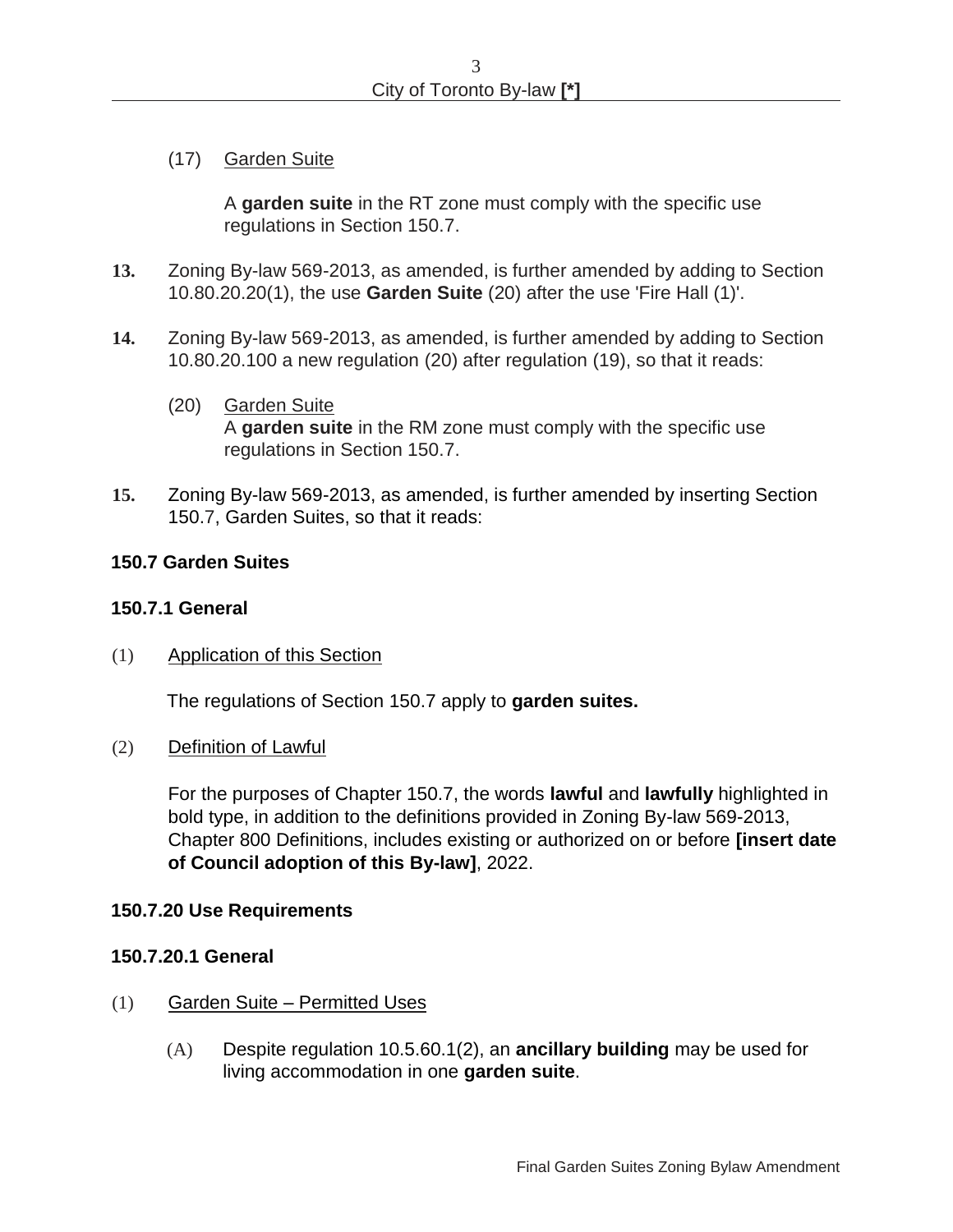(17) Garden Suite

A **garden suite** in the RT zone must comply with the specific use regulations in Section 150.7.

**13.** Zoning By-law 569-2013, as amended, is further amended by adding to Section 10.80.20.20(1), the use **Garden Suite** (20) after the use 'Fire Hall (1)'.

**14.** Zoning By-law 569-2013, as amended, is further amended by adding to Section 10.80.20.100 a new regulation (20) after regulation (19), so that it reads:

(20) Garden Suite
A **garden suite** in the RM zone must comply with the specific use regulations in Section 150.7.

**15.** Zoning By-law 569-2013, as amended, is further amended by inserting Section 150.7, Garden Suites, so that it reads:

**150.7 Garden Suites**

**150.7.1 General**

(1) Application of this Section

The regulations of Section 150.7 apply to **garden suites.**

(2) Definition of Lawful

For the purposes of Chapter 150.7, the words **lawful** and **lawfully** highlighted in bold type, in addition to the definitions provided in Zoning By-law 569-2013, Chapter 800 Definitions, includes existing or authorized on or before **[insert date of Council adoption of this By-law]**, 2022.

**150.7.20 Use Requirements**

**150.7.20.1 General**

(1) Garden Suite – Permitted Uses

(A) Despite regulation 10.5.60.1(2), an **ancillary building** may be used for living accommodation in one **garden suite**.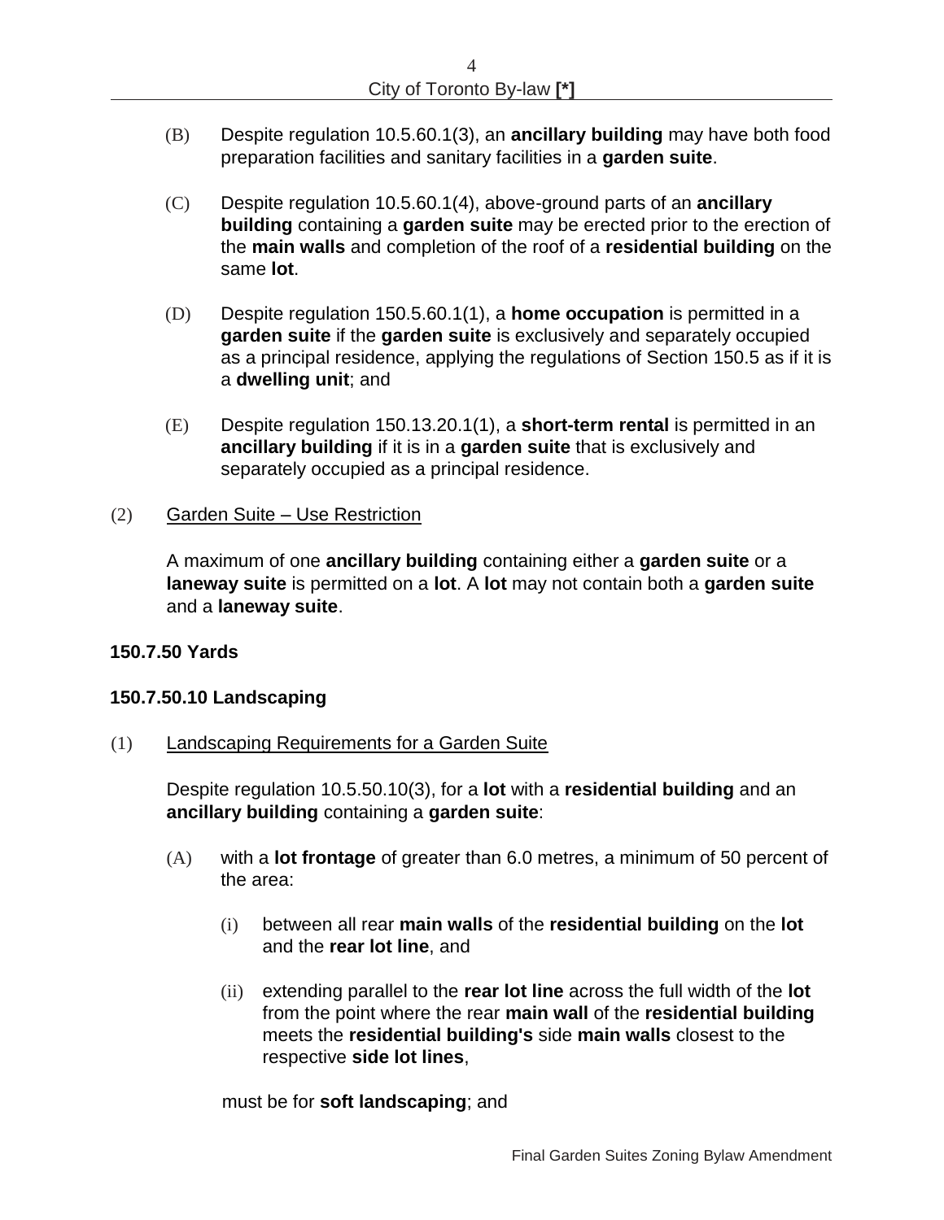(B) Despite regulation 10.5.60.1(3), an **ancillary building** may have both food preparation facilities and sanitary facilities in a **garden suite**.

(C) Despite regulation 10.5.60.1(4), above-ground parts of an **ancillary building** containing a **garden suite** may be erected prior to the erection of the **main walls** and completion of the roof of a **residential building** on the same **lot**.

(D) Despite regulation 150.5.60.1(1), a **home occupation** is permitted in a **garden suite** if the **garden suite** is exclusively and separately occupied as a principal residence, applying the regulations of Section 150.5 as if it is a **dwelling unit**; and

(E) Despite regulation 150.13.20.1(1), a **short-term rental** is permitted in an **ancillary building** if it is in a **garden suite** that is exclusively and separately occupied as a principal residence.

(2) Garden Suite – Use Restriction

A maximum of one **ancillary building** containing either a **garden suite** or a **laneway suite** is permitted on a **lot**. A **lot** may not contain both a **garden suite** and a **laneway suite**.

**150.7.50 Yards**

**150.7.50.10 Landscaping**

(1) Landscaping Requirements for a Garden Suite

Despite regulation 10.5.50.10(3), for a **lot** with a **residential building** and an **ancillary building** containing a **garden suite**:

(A) with a **lot frontage** of greater than 6.0 metres, a minimum of 50 percent of the area:

(i) between all rear **main walls** of the **residential building** on the **lot** and the **rear lot line**, and

(ii) extending parallel to the **rear lot line** across the full width of the **lot** from the point where the rear **main wall** of the **residential building** meets the **residential building's** side **main walls** closest to the respective **side lot lines**,

must be for **soft landscaping**; and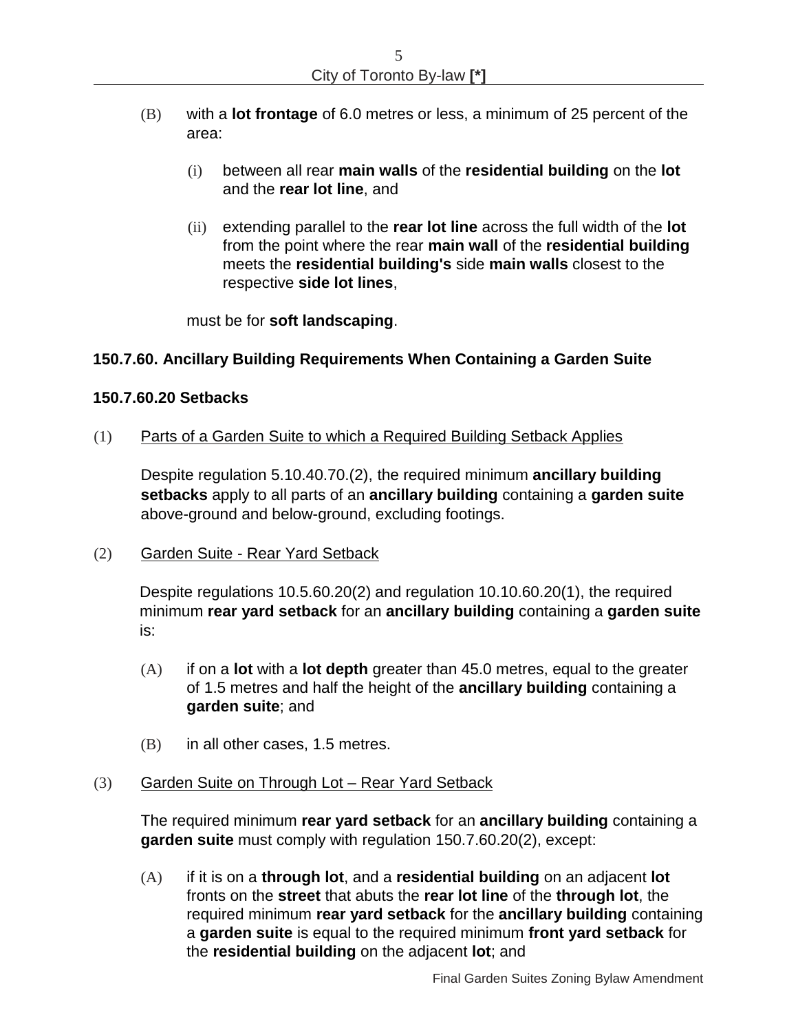(B) with a **lot frontage** of 6.0 metres or less, a minimum of 25 percent of the area:

(i) between all rear **main walls** of the **residential building** on the **lot** and the **rear lot line**, and

(ii) extending parallel to the **rear lot line** across the full width of the **lot** from the point where the rear **main wall** of the **residential building** meets the **residential building's** side **main walls** closest to the respective **side lot lines**,

must be for **soft landscaping**.

**150.7.60. Ancillary Building Requirements When Containing a Garden Suite**

**150.7.60.20 Setbacks**

(1) Parts of a Garden Suite to which a Required Building Setback Applies

Despite regulation 5.10.40.70.(2), the required minimum **ancillary building setbacks** apply to all parts of an **ancillary building** containing a **garden suite** above-ground and below-ground, excluding footings.

(2) Garden Suite - Rear Yard Setback

Despite regulations 10.5.60.20(2) and regulation 10.10.60.20(1), the required minimum **rear yard setback** for an **ancillary building** containing a **garden suite** is:

(A) if on a **lot** with a **lot depth** greater than 45.0 metres, equal to the greater of 1.5 metres and half the height of the **ancillary building** containing a **garden suite**; and

(B) in all other cases, 1.5 metres.

(3) Garden Suite on Through Lot – Rear Yard Setback

The required minimum **rear yard setback** for an **ancillary building** containing a **garden suite** must comply with regulation 150.7.60.20(2), except:

(A) if it is on a **through lot**, and a **residential building** on an adjacent **lot** fronts on the **street** that abuts the **rear lot line** of the **through lot**, the required minimum **rear yard setback** for the **ancillary building** containing a **garden suite** is equal to the required minimum **front yard setback** for the **residential building** on the adjacent **lot**; and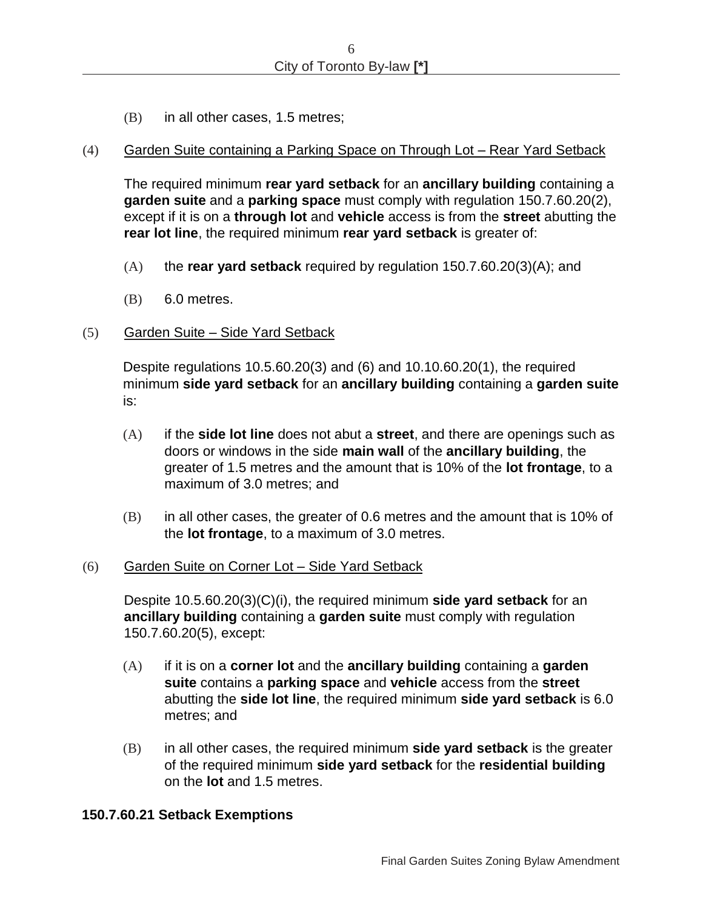(B) in all other cases, 1.5 metres;

(4) Garden Suite containing a Parking Space on Through Lot – Rear Yard Setback

The required minimum **rear yard setback** for an **ancillary building** containing a **garden suite** and a **parking space** must comply with regulation 150.7.60.20(2), except if it is on a **through lot** and **vehicle** access is from the **street** abutting the **rear lot line**, the required minimum **rear yard setback** is greater of:

(A) the **rear yard setback** required by regulation 150.7.60.20(3)(A); and

(B) 6.0 metres.

(5) Garden Suite – Side Yard Setback

Despite regulations 10.5.60.20(3) and (6) and 10.10.60.20(1), the required minimum **side yard setback** for an **ancillary building** containing a **garden suite** is:

(A) if the **side lot line** does not abut a **street**, and there are openings such as doors or windows in the side **main wall** of the **ancillary building**, the greater of 1.5 metres and the amount that is 10% of the **lot frontage**, to a maximum of 3.0 metres; and

(B) in all other cases, the greater of 0.6 metres and the amount that is 10% of the **lot frontage**, to a maximum of 3.0 metres.

(6) Garden Suite on Corner Lot – Side Yard Setback

Despite 10.5.60.20(3)(C)(i), the required minimum **side yard setback** for an **ancillary building** containing a **garden suite** must comply with regulation 150.7.60.20(5), except:

(A) if it is on a **corner lot** and the **ancillary building** containing a **garden suite** contains a **parking space** and **vehicle** access from the **street** abutting the **side lot line**, the required minimum **side yard setback** is 6.0 metres; and

(B) in all other cases, the required minimum **side yard setback** is the greater of the required minimum **side yard setback** for the **residential building** on the **lot** and 1.5 metres.

**150.7.60.21 Setback Exemptions**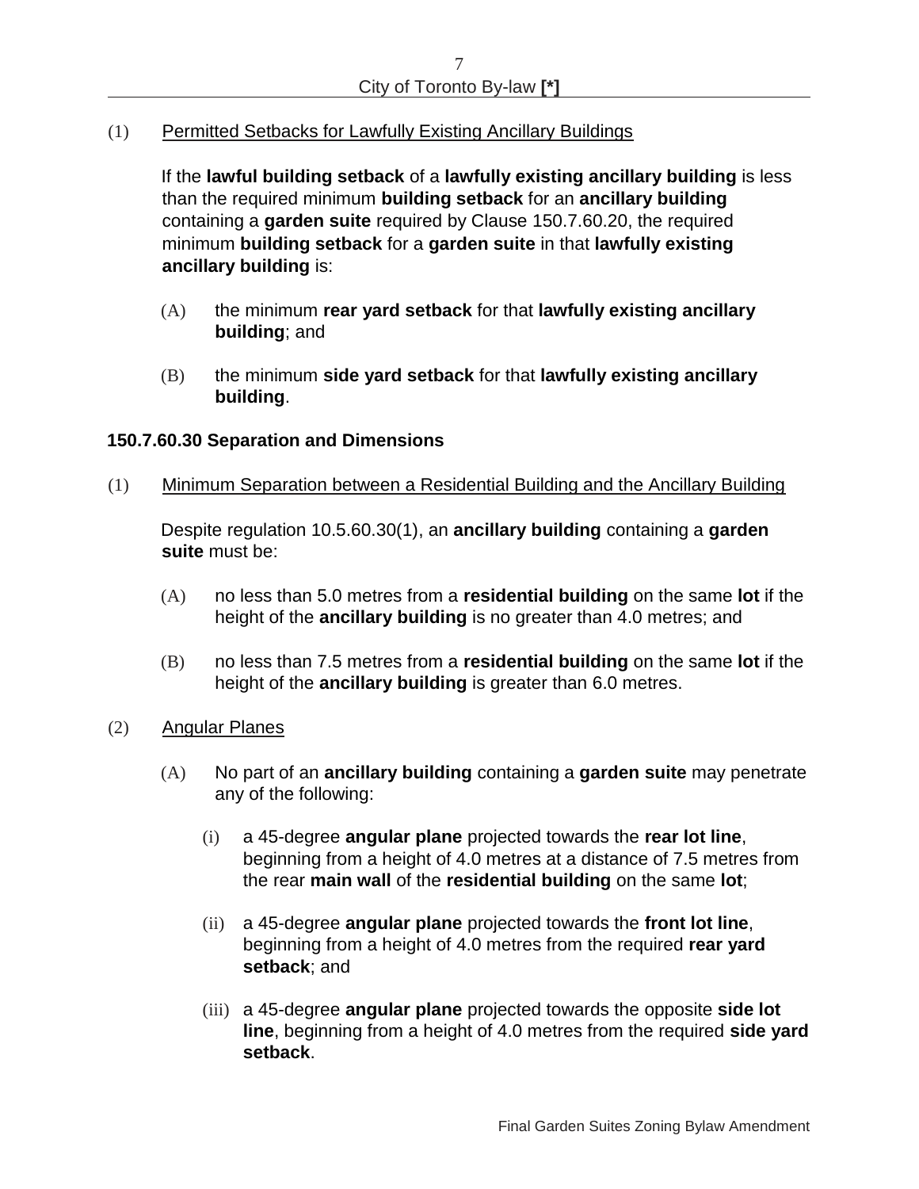(1) Permitted Setbacks for Lawfully Existing Ancillary Buildings

If the **lawful building setback** of a **lawfully existing ancillary building** is less than the required minimum **building setback** for an **ancillary building** containing a **garden suite** required by Clause 150.7.60.20, the required minimum **building setback** for a **garden suite** in that **lawfully existing ancillary building** is:

(A) the minimum **rear yard setback** for that **lawfully existing ancillary building**; and

(B) the minimum **side yard setback** for that **lawfully existing ancillary building**.

### 150.7.60.30 Separation and Dimensions

(1) Minimum Separation between a Residential Building and the Ancillary Building

Despite regulation 10.5.60.30(1), an **ancillary building** containing a **garden suite** must be:

(A) no less than 5.0 metres from a **residential building** on the same **lot** if the height of the **ancillary building** is no greater than 4.0 metres; and

(B) no less than 7.5 metres from a **residential building** on the same **lot** if the height of the **ancillary building** is greater than 6.0 metres.

(2) Angular Planes

(A) No part of an **ancillary building** containing a **garden suite** may penetrate any of the following:

(i) a 45-degree **angular plane** projected towards the **rear lot line**, beginning from a height of 4.0 metres at a distance of 7.5 metres from the rear **main wall** of the **residential building** on the same **lot**;

(ii) a 45-degree **angular plane** projected towards the **front lot line**, beginning from a height of 4.0 metres from the required **rear yard setback**; and

(iii) a 45-degree **angular plane** projected towards the opposite **side lot line**, beginning from a height of 4.0 metres from the required **side yard setback**.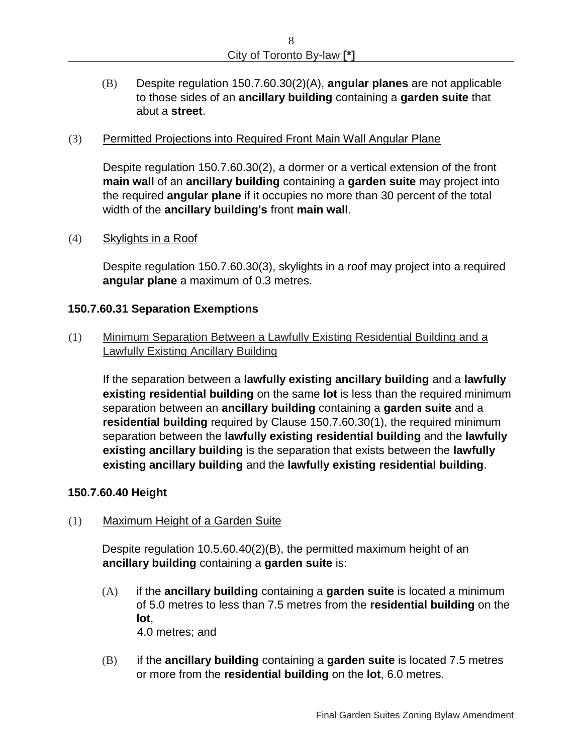(B) Despite regulation 150.7.60.30(2)(A), **angular planes** are not applicable to those sides of an **ancillary building** containing a **garden suite** that abut a **street**.

(3) Permitted Projections into Required Front Main Wall Angular Plane

Despite regulation 150.7.60.30(2), a dormer or a vertical extension of the front **main wall** of an **ancillary building** containing a **garden suite** may project into the required **angular plane** if it occupies no more than 30 percent of the total width of the **ancillary building's** front **main wall**.

(4) Skylights in a Roof

Despite regulation 150.7.60.30(3), skylights in a roof may project into a required **angular plane** a maximum of 0.3 metres.

**150.7.60.31 Separation Exemptions**

(1) Minimum Separation Between a Lawfully Existing Residential Building and a Lawfully Existing Ancillary Building

If the separation between a **lawfully existing ancillary building** and a **lawfully existing residential building** on the same **lot** is less than the required minimum separation between an **ancillary building** containing a **garden suite** and a **residential building** required by Clause 150.7.60.30(1), the required minimum separation between the **lawfully existing residential building** and the **lawfully existing ancillary building** is the separation that exists between the **lawfully existing ancillary building** and the **lawfully existing residential building**.

**150.7.60.40 Height**

(1) Maximum Height of a Garden Suite

Despite regulation 10.5.60.40(2)(B), the permitted maximum height of an **ancillary building** containing a **garden suite** is:

(A) if the **ancillary building** containing a **garden suite** is located a minimum of 5.0 metres to less than 7.5 metres from the **residential building** on the **lot**,
4.0 metres; and

(B) if the **ancillary building** containing a **garden suite** is located 7.5 metres or more from the **residential building** on the **lot**, 6.0 metres.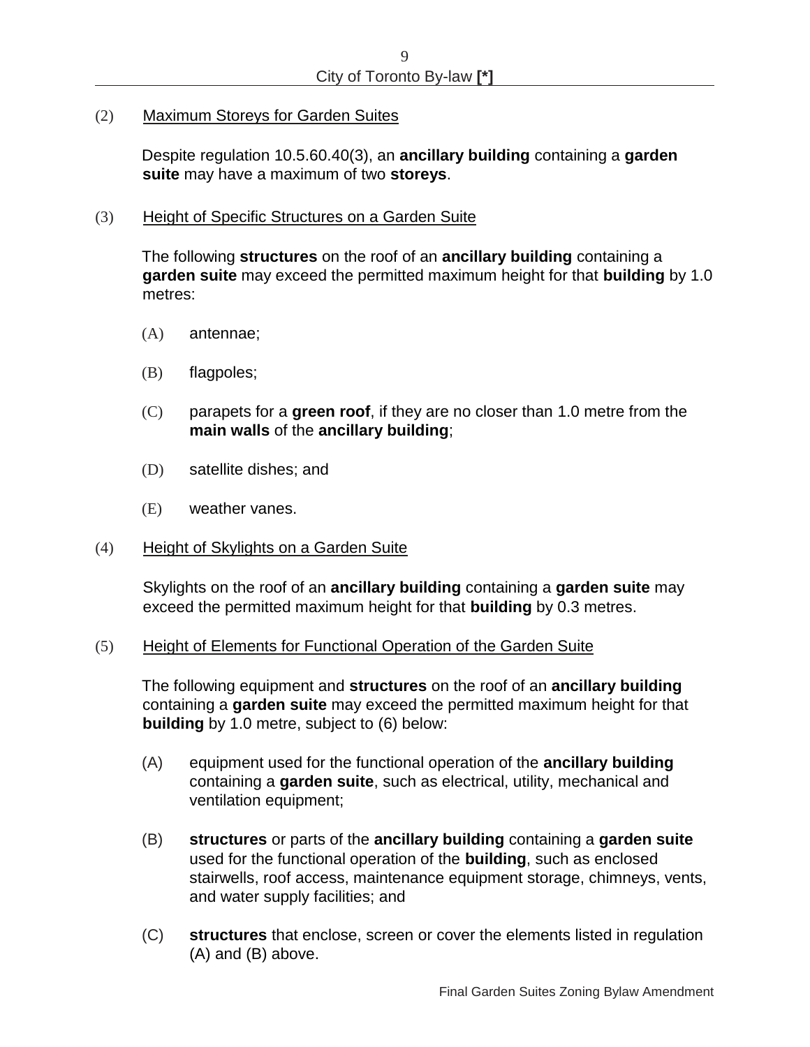(2) <u>Maximum Storeys for Garden Suites</u>

Despite regulation 10.5.60.40(3), an **ancillary building** containing a **garden suite** may have a maximum of two **storeys**.

(3) <u>Height of Specific Structures on a Garden Suite</u>

The following **structures** on the roof of an **ancillary building** containing a **garden suite** may exceed the permitted maximum height for that **building** by 1.0 metres:

(A) antennae;

(B) flagpoles;

(C) parapets for a **green roof**, if they are no closer than 1.0 metre from the **main walls** of the **ancillary building**;

(D) satellite dishes; and

(E) weather vanes.

(4) <u>Height of Skylights on a Garden Suite</u>

Skylights on the roof of an **ancillary building** containing a **garden suite** may exceed the permitted maximum height for that **building** by 0.3 metres.

(5) <u>Height of Elements for Functional Operation of the Garden Suite</u>

The following equipment and **structures** on the roof of an **ancillary building** containing a **garden suite** may exceed the permitted maximum height for that **building** by 1.0 metre, subject to (6) below:

(A) equipment used for the functional operation of the **ancillary building** containing a **garden suite**, such as electrical, utility, mechanical and ventilation equipment;

(B) **structures** or parts of the **ancillary building** containing a **garden suite** used for the functional operation of the **building**, such as enclosed stairwells, roof access, maintenance equipment storage, chimneys, vents, and water supply facilities; and

(C) **structures** that enclose, screen or cover the elements listed in regulation (A) and (B) above.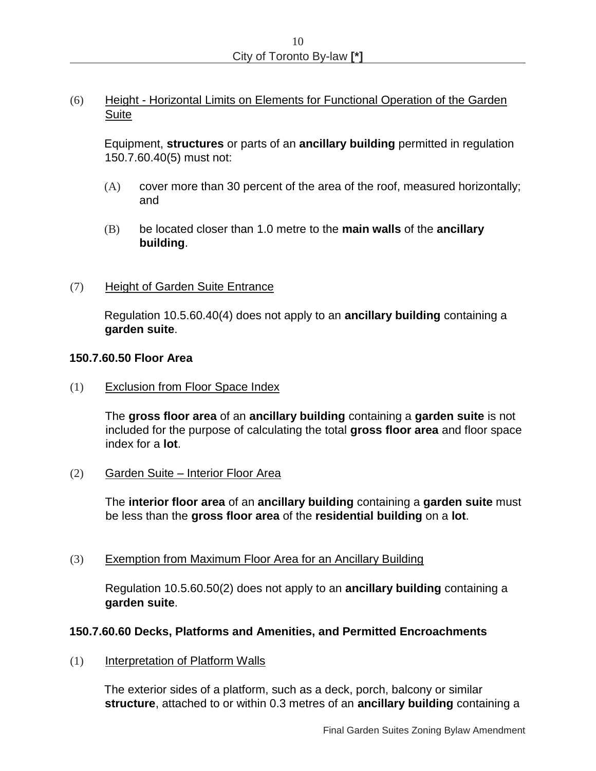(6) <u>Height - Horizontal Limits on Elements for Functional Operation of the Garden Suite</u>

Equipment, **structures** or parts of an **ancillary building** permitted in regulation 150.7.60.40(5) must not:

(A) cover more than 30 percent of the area of the roof, measured horizontally; and

(B) be located closer than 1.0 metre to the **main walls** of the **ancillary building**.

(7) <u>Height of Garden Suite Entrance</u>

Regulation 10.5.60.40(4) does not apply to an **ancillary building** containing a **garden suite**.

**150.7.60.50 Floor Area**

(1) <u>Exclusion from Floor Space Index</u>

The **gross floor area** of an **ancillary building** containing a **garden suite** is not included for the purpose of calculating the total **gross floor area** and floor space index for a **lot**.

(2) <u>Garden Suite – Interior Floor Area</u>

The **interior floor area** of an **ancillary building** containing a **garden suite** must be less than the **gross floor area** of the **residential building** on a **lot**.

(3) <u>Exemption from Maximum Floor Area for an Ancillary Building</u>

Regulation 10.5.60.50(2) does not apply to an **ancillary building** containing a **garden suite**.

**150.7.60.60 Decks, Platforms and Amenities, and Permitted Encroachments**

(1) <u>Interpretation of Platform Walls</u>

The exterior sides of a platform, such as a deck, porch, balcony or similar **structure**, attached to or within 0.3 metres of an **ancillary building** containing a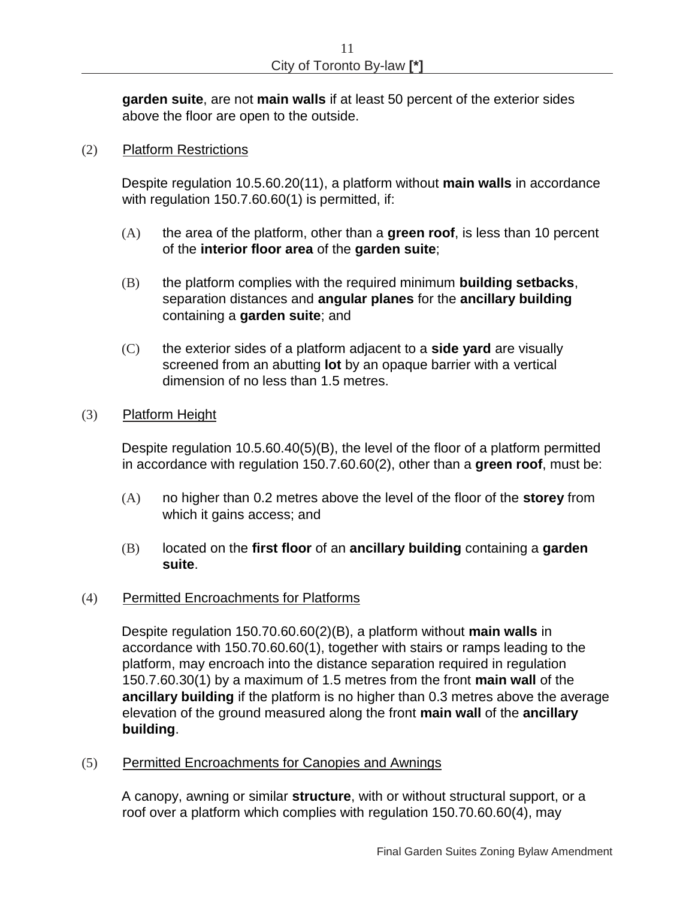**garden suite**, are not **main walls** if at least 50 percent of the exterior sides above the floor are open to the outside.

(2) Platform Restrictions

Despite regulation 10.5.60.20(11), a platform without **main walls** in accordance with regulation 150.7.60.60(1) is permitted, if:

(A) the area of the platform, other than a **green roof**, is less than 10 percent of the **interior floor area** of the **garden suite**;

(B) the platform complies with the required minimum **building setbacks**, separation distances and **angular planes** for the **ancillary building** containing a **garden suite**; and

(C) the exterior sides of a platform adjacent to a **side yard** are visually screened from an abutting **lot** by an opaque barrier with a vertical dimension of no less than 1.5 metres.

(3) Platform Height

Despite regulation 10.5.60.40(5)(B), the level of the floor of a platform permitted in accordance with regulation 150.7.60.60(2), other than a **green roof**, must be:

(A) no higher than 0.2 metres above the level of the floor of the **storey** from which it gains access; and

(B) located on the **first floor** of an **ancillary building** containing a **garden suite**.

(4) Permitted Encroachments for Platforms

Despite regulation 150.70.60.60(2)(B), a platform without **main walls** in accordance with 150.70.60.60(1), together with stairs or ramps leading to the platform, may encroach into the distance separation required in regulation 150.7.60.30(1) by a maximum of 1.5 metres from the front **main wall** of the **ancillary building** if the platform is no higher than 0.3 metres above the average elevation of the ground measured along the front **main wall** of the **ancillary building**.

(5) Permitted Encroachments for Canopies and Awnings

A canopy, awning or similar **structure**, with or without structural support, or a roof over a platform which complies with regulation 150.70.60.60(4), may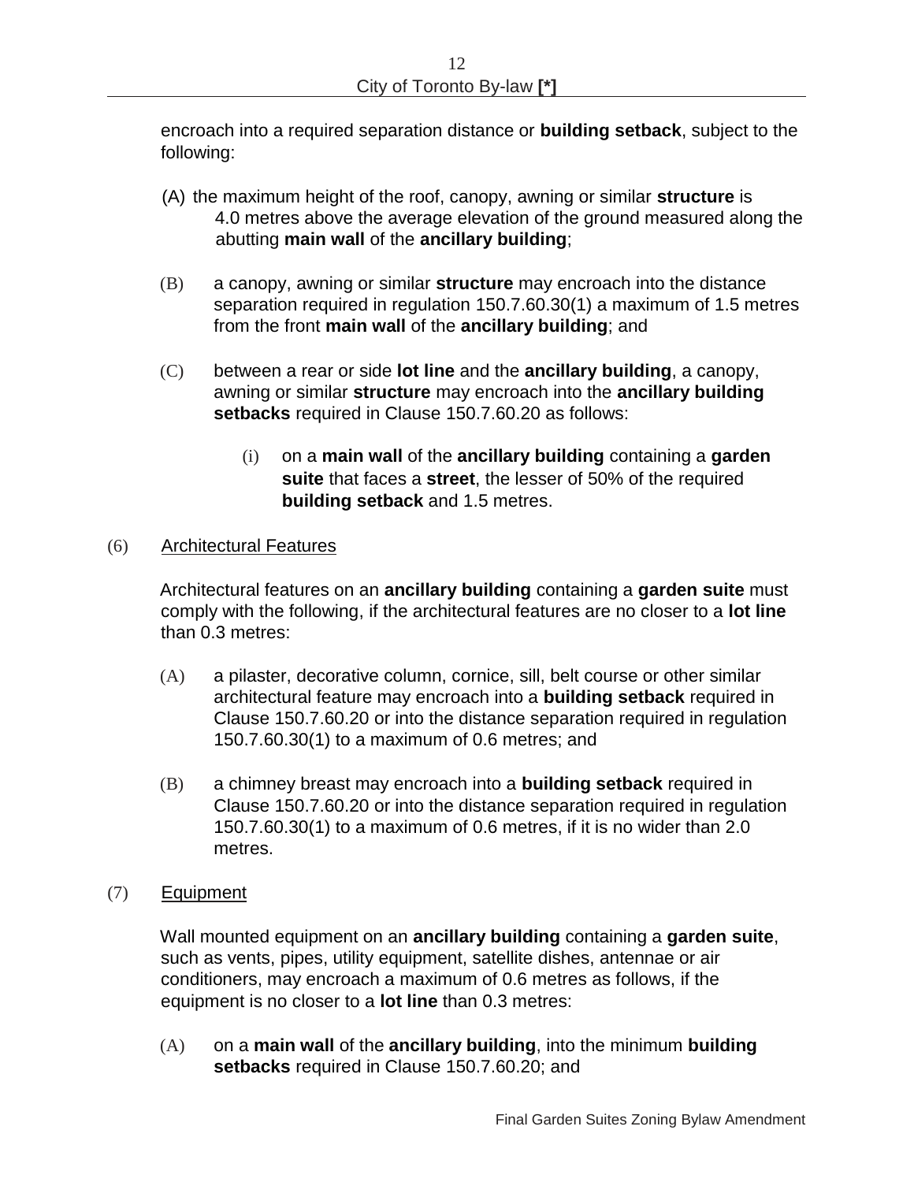encroach into a required separation distance or **building setback**, subject to the following:

(A) the maximum height of the roof, canopy, awning or similar **structure** is 4.0 metres above the average elevation of the ground measured along the abutting **main wall** of the **ancillary building**;

(B) a canopy, awning or similar **structure** may encroach into the distance separation required in regulation 150.7.60.30(1) a maximum of 1.5 metres from the front **main wall** of the **ancillary building**; and

(C) between a rear or side **lot line** and the **ancillary building**, a canopy, awning or similar **structure** may encroach into the **ancillary building setbacks** required in Clause 150.7.60.20 as follows:

(i) on a **main wall** of the **ancillary building** containing a **garden suite** that faces a **street**, the lesser of 50% of the required **building setback** and 1.5 metres.

(6) <u>Architectural Features</u>

Architectural features on an **ancillary building** containing a **garden suite** must comply with the following, if the architectural features are no closer to a **lot line** than 0.3 metres:

(A) a pilaster, decorative column, cornice, sill, belt course or other similar architectural feature may encroach into a **building setback** required in Clause 150.7.60.20 or into the distance separation required in regulation 150.7.60.30(1) to a maximum of 0.6 metres; and

(B) a chimney breast may encroach into a **building setback** required in Clause 150.7.60.20 or into the distance separation required in regulation 150.7.60.30(1) to a maximum of 0.6 metres, if it is no wider than 2.0 metres.

(7) <u>Equipment</u>

Wall mounted equipment on an **ancillary building** containing a **garden suite**, such as vents, pipes, utility equipment, satellite dishes, antennae or air conditioners, may encroach a maximum of 0.6 metres as follows, if the equipment is no closer to a **lot line** than 0.3 metres:

(A) on a **main wall** of the **ancillary building**, into the minimum **building setbacks** required in Clause 150.7.60.20; and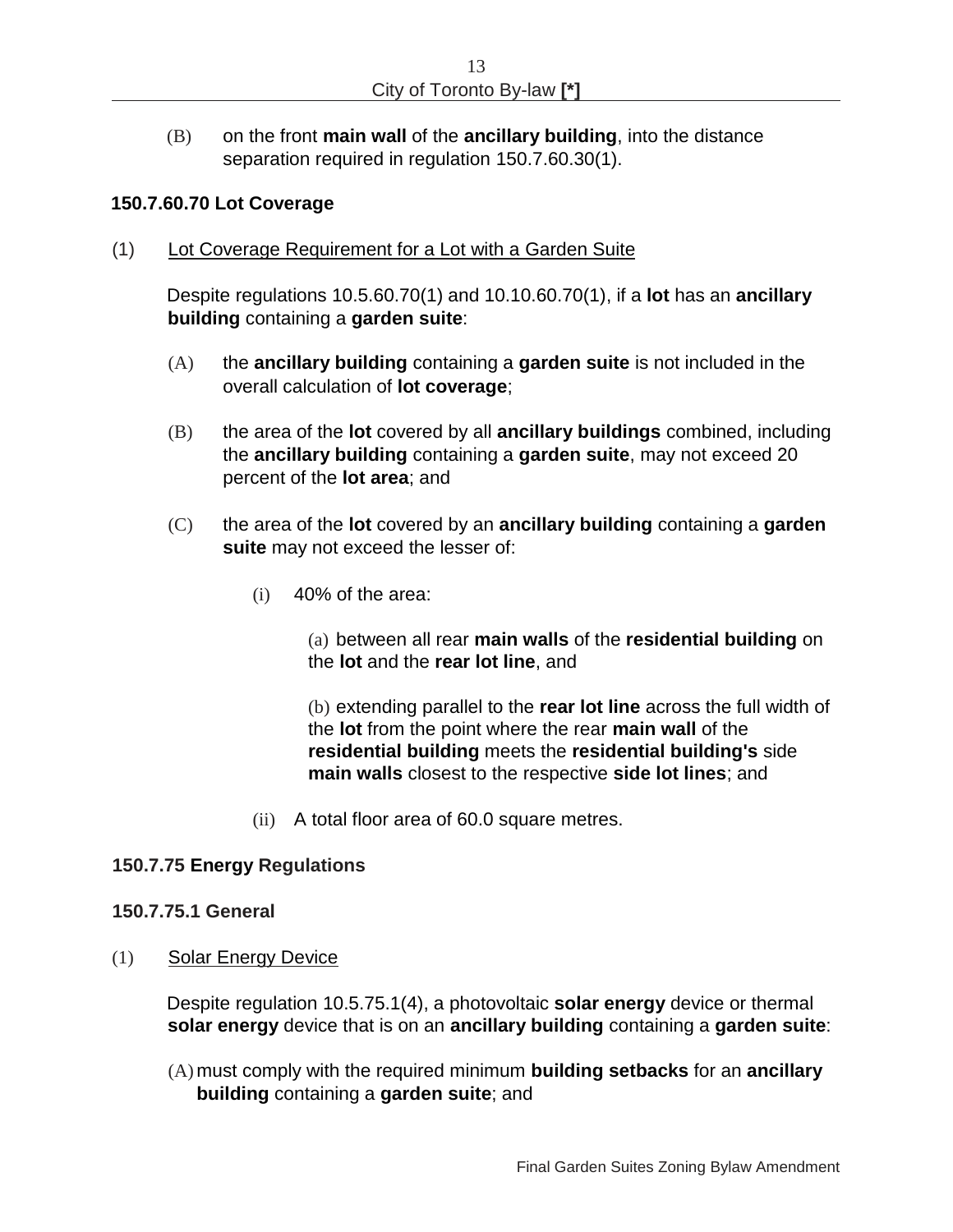(B) on the front **main wall** of the **ancillary building**, into the distance separation required in regulation 150.7.60.30(1).

### 150.7.60.70 Lot Coverage

(1) Lot Coverage Requirement for a Lot with a Garden Suite

Despite regulations 10.5.60.70(1) and 10.10.60.70(1), if a **lot** has an **ancillary building** containing a **garden suite**:

(A) the **ancillary building** containing a **garden suite** is not included in the overall calculation of **lot coverage**;

(B) the area of the **lot** covered by all **ancillary buildings** combined, including the **ancillary building** containing a **garden suite**, may not exceed 20 percent of the **lot area**; and

(C) the area of the **lot** covered by an **ancillary building** containing a **garden suite** may not exceed the lesser of:

(i) 40% of the area:

(a) between all rear **main walls** of the **residential building** on the **lot** and the **rear lot line**, and

(b) extending parallel to the **rear lot line** across the full width of the **lot** from the point where the rear **main wall** of the **residential building** meets the **residential building's** side **main walls** closest to the respective **side lot lines**; and

(ii) A total floor area of 60.0 square metres.

### 150.7.75 Energy Regulations

### 150.7.75.1 General

(1) Solar Energy Device

Despite regulation 10.5.75.1(4), a photovoltaic **solar energy** device or thermal **solar energy** device that is on an **ancillary building** containing a **garden suite**:

(A) must comply with the required minimum **building setbacks** for an **ancillary building** containing a **garden suite**; and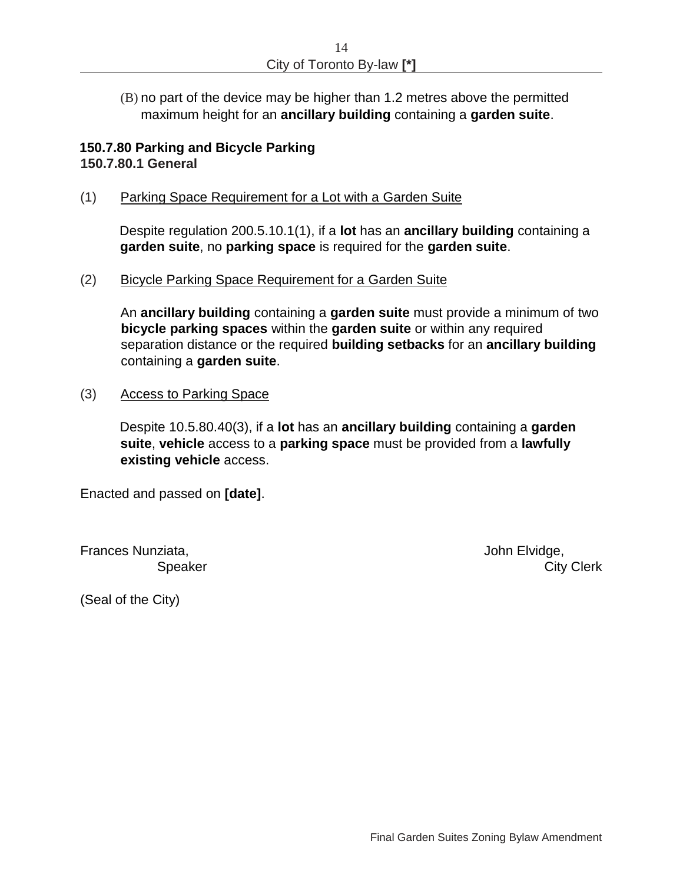(B) no part of the device may be higher than 1.2 metres above the permitted maximum height for an **ancillary building** containing a **garden suite**.

**150.7.80 Parking and Bicycle Parking**
**150.7.80.1 General**

(1) Parking Space Requirement for a Lot with a Garden Suite

Despite regulation 200.5.10.1(1), if a **lot** has an **ancillary building** containing a **garden suite**, no **parking space** is required for the **garden suite**.

(2) Bicycle Parking Space Requirement for a Garden Suite

An **ancillary building** containing a **garden suite** must provide a minimum of two **bicycle parking spaces** within the **garden suite** or within any required separation distance or the required **building setbacks** for an **ancillary building** containing a **garden suite**.

(3) Access to Parking Space

Despite 10.5.80.40(3), if a **lot** has an **ancillary building** containing a **garden suite**, **vehicle** access to a **parking space** must be provided from a **lawfully existing vehicle** access.

Enacted and passed on **[date]**.

Frances Nunziata, Speaker

John Elvidge, City Clerk

(Seal of the City)